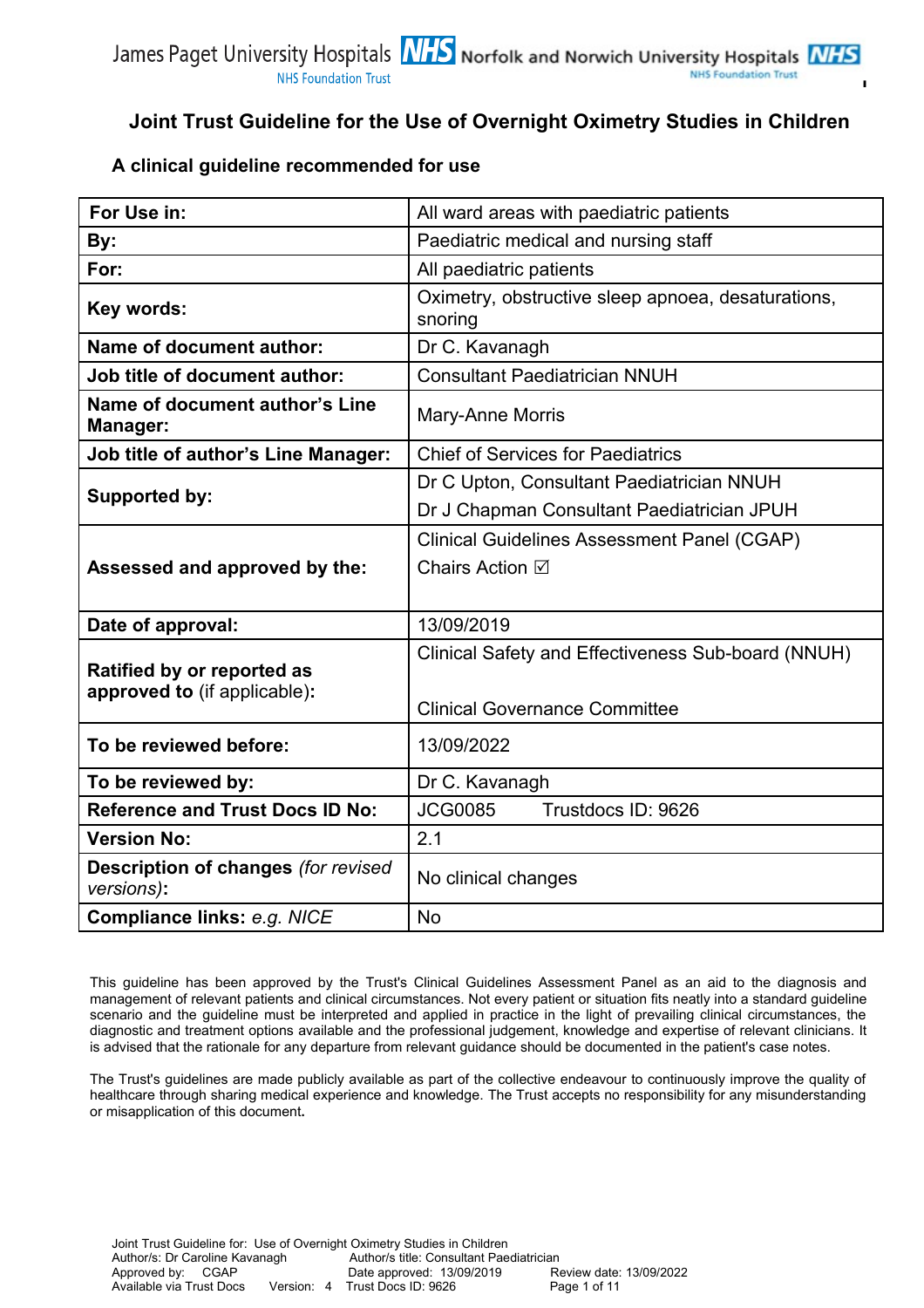# Joint Trust Guideline for the Use of Overnight Oximetry Studies in Children

## A clinical guideline recommended for use

| | |
|---|---|
| **For Use in:** | All ward areas with paediatric patients |
| **By:** | Paediatric medical and nursing staff |
| **For:** | All paediatric patients |
| **Key words:** | Oximetry, obstructive sleep apnoea, desaturations, snoring |
| **Name of document author:** | Dr C. Kavanagh |
| **Job title of document author:** | Consultant Paediatrician NNUH |
| **Name of document author's Line Manager:** | Mary-Anne Morris |
| **Job title of author's Line Manager:** | Chief of Services for Paediatrics |
| **Supported by:** | Dr C Upton, Consultant Paediatrician NNUH<br>Dr J Chapman Consultant Paediatrician JPUH |
| **Assessed and approved by the:** | Clinical Guidelines Assessment Panel (CGAP)<br>Chairs Action ☑ |
| **Date of approval:** | 13/09/2019 |
| **Ratified by or reported as approved to** (if applicable)**:** | Clinical Safety and Effectiveness Sub-board (NNUH)<br><br>Clinical Governance Committee |
| **To be reviewed before:** | 13/09/2022 |
| **To be reviewed by:** | Dr C. Kavanagh |
| **Reference and Trust Docs ID No:** | JCG0085 Trustdocs ID: 9626 |
| **Version No:** | 2.1 |
| **Description of changes** *(for revised versions)***:** | No clinical changes |
| **Compliance links:** *e.g. NICE* | No |

This guideline has been approved by the Trust's Clinical Guidelines Assessment Panel as an aid to the diagnosis and management of relevant patients and clinical circumstances. Not every patient or situation fits neatly into a standard guideline scenario and the guideline must be interpreted and applied in practice in the light of prevailing clinical circumstances, the diagnostic and treatment options available and the professional judgement, knowledge and expertise of relevant clinicians. It is advised that the rationale for any departure from relevant guidance should be documented in the patient's case notes.

The Trust's guidelines are made publicly available as part of the collective endeavour to continuously improve the quality of healthcare through sharing medical experience and knowledge. The Trust accepts no responsibility for any misunderstanding or misapplication of this document.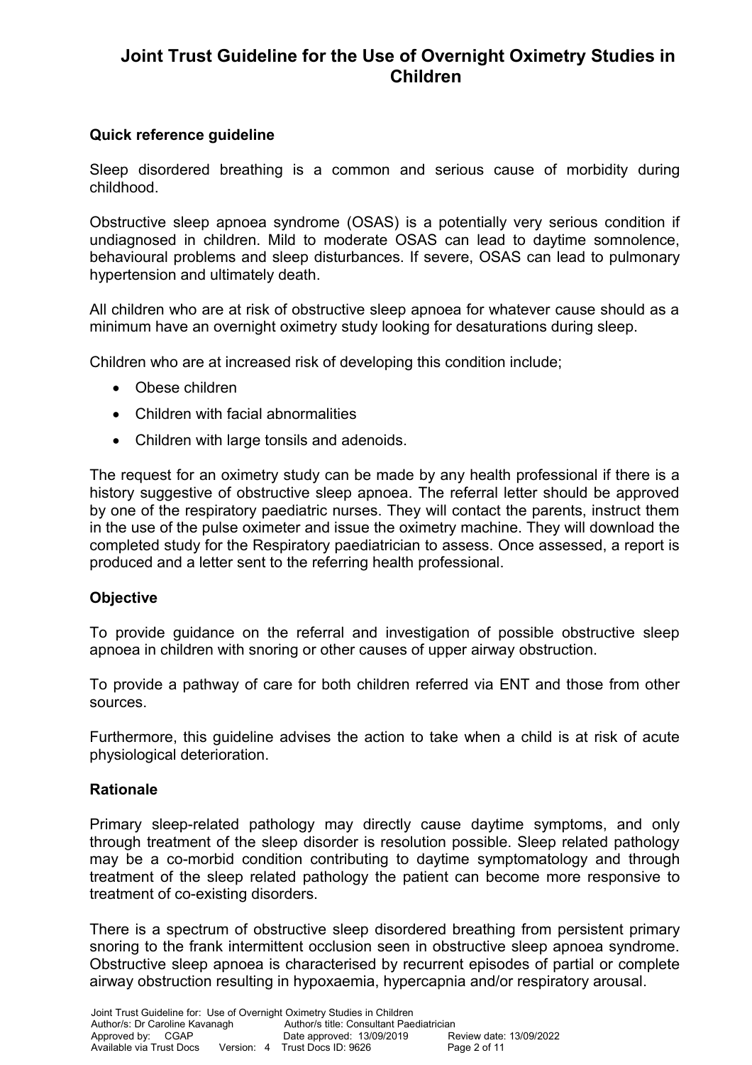# Joint Trust Guideline for the Use of Overnight Oximetry Studies in Children

## Quick reference guideline

Sleep disordered breathing is a common and serious cause of morbidity during childhood.

Obstructive sleep apnoea syndrome (OSAS) is a potentially very serious condition if undiagnosed in children. Mild to moderate OSAS can lead to daytime somnolence, behavioural problems and sleep disturbances. If severe, OSAS can lead to pulmonary hypertension and ultimately death.

All children who are at risk of obstructive sleep apnoea for whatever cause should as a minimum have an overnight oximetry study looking for desaturations during sleep.

Children who are at increased risk of developing this condition include;

- Obese children
- Children with facial abnormalities
- Children with large tonsils and adenoids.

The request for an oximetry study can be made by any health professional if there is a history suggestive of obstructive sleep apnoea. The referral letter should be approved by one of the respiratory paediatric nurses. They will contact the parents, instruct them in the use of the pulse oximeter and issue the oximetry machine. They will download the completed study for the Respiratory paediatrician to assess. Once assessed, a report is produced and a letter sent to the referring health professional.

## Objective

To provide guidance on the referral and investigation of possible obstructive sleep apnoea in children with snoring or other causes of upper airway obstruction.

To provide a pathway of care for both children referred via ENT and those from other sources.

Furthermore, this guideline advises the action to take when a child is at risk of acute physiological deterioration.

## Rationale

Primary sleep-related pathology may directly cause daytime symptoms, and only through treatment of the sleep disorder is resolution possible. Sleep related pathology may be a co-morbid condition contributing to daytime symptomatology and through treatment of the sleep related pathology the patient can become more responsive to treatment of co-existing disorders.

There is a spectrum of obstructive sleep disordered breathing from persistent primary snoring to the frank intermittent occlusion seen in obstructive sleep apnoea syndrome. Obstructive sleep apnoea is characterised by recurrent episodes of partial or complete airway obstruction resulting in hypoxaemia, hypercapnia and/or respiratory arousal.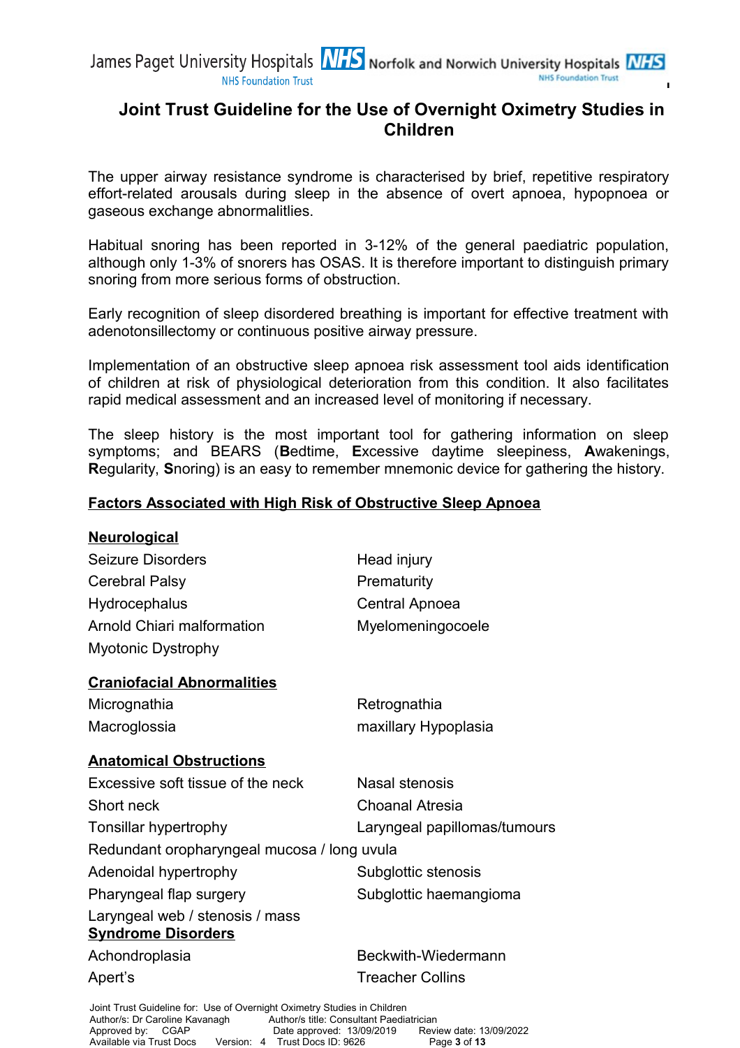The upper airway resistance syndrome is characterised by brief, repetitive respiratory effort-related arousals during sleep in the absence of overt apnoea, hypopnoea or gaseous exchange abnormalitlies.

Habitual snoring has been reported in 3-12% of the general paediatric population, although only 1-3% of snorers has OSAS. It is therefore important to distinguish primary snoring from more serious forms of obstruction.

Early recognition of sleep disordered breathing is important for effective treatment with adenotonsillectomy or continuous positive airway pressure.

Implementation of an obstructive sleep apnoea risk assessment tool aids identification of children at risk of physiological deterioration from this condition. It also facilitates rapid medical assessment and an increased level of monitoring if necessary.

The sleep history is the most important tool for gathering information on sleep symptoms; and BEARS (**B**edtime, **E**xcessive daytime sleepiness, **A**wakenings, **R**egularity, **S**noring) is an easy to remember mnemonic device for gathering the history.

## Factors Associated with High Risk of Obstructive Sleep Apnoea

### Neurological

- Seizure Disorders
- Head injury
- Cerebral Palsy
- Prematurity
- Hydrocephalus
- Central Apnoea
- Arnold Chiari malformation
- Myelomeningocoele
- Myotonic Dystrophy

### Craniofacial Abnormalities

- Micrognathia
- Retrognathia
- Macroglossia
- maxillary Hypoplasia

### Anatomical Obstructions

- Excessive soft tissue of the neck
- Nasal stenosis
- Short neck
- Choanal Atresia
- Tonsillar hypertrophy
- Laryngeal papillomas/tumours
- Redundant oropharyngeal mucosa / long uvula
- Adenoidal hypertrophy
- Subglottic stenosis
- Pharyngeal flap surgery
- Subglottic haemangioma
- Laryngeal web / stenosis / mass

### Syndrome Disorders

- Achondroplasia
- Beckwith-Wiedermann
- Apert's
- Treacher Collins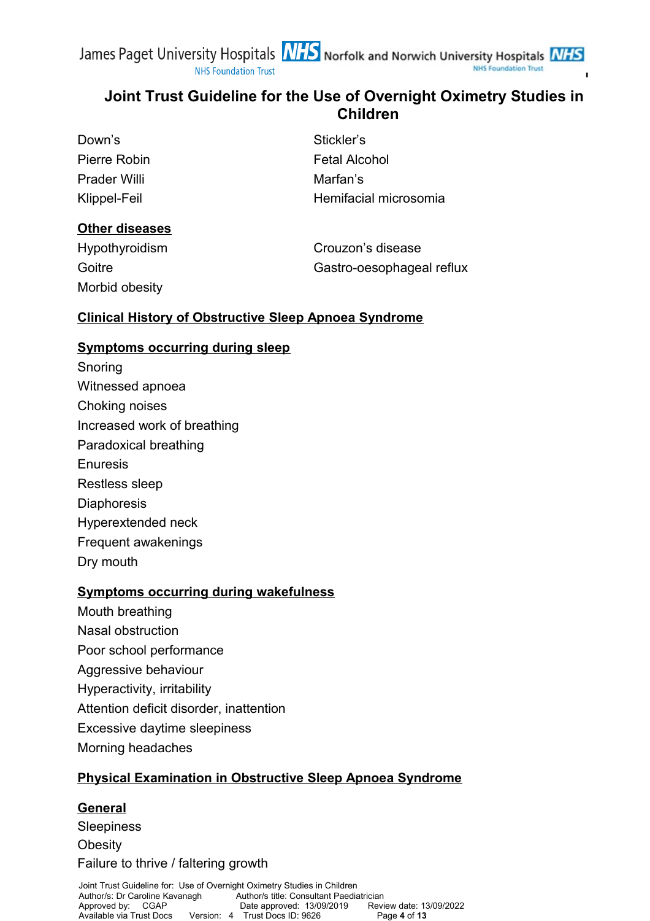Down's

Pierre Robin

Prader Willi

Klippel-Feil

Stickler's

Fetal Alcohol

Marfan's

Hemifacial microsomia

**Other diseases**

Hypothyroidism

Goitre

Morbid obesity

Crouzon's disease

Gastro-oesophageal reflux

**Clinical History of Obstructive Sleep Apnoea Syndrome**

**Symptoms occurring during sleep**

Snoring
Witnessed apnoea
Choking noises
Increased work of breathing
Paradoxical breathing
Enuresis
Restless sleep
Diaphoresis
Hyperextended neck
Frequent awakenings
Dry mouth

**Symptoms occurring during wakefulness**

Mouth breathing
Nasal obstruction
Poor school performance
Aggressive behaviour
Hyperactivity, irritability
Attention deficit disorder, inattention
Excessive daytime sleepiness
Morning headaches

**Physical Examination in Obstructive Sleep Apnoea Syndrome**

**General**

Sleepiness
Obesity
Failure to thrive / faltering growth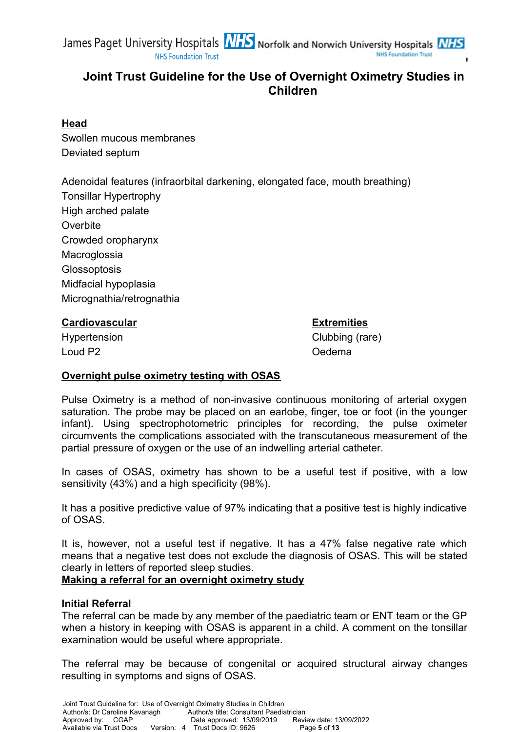**Head**

Swollen mucous membranes
Deviated septum

Adenoidal features (infraorbital darkening, elongated face, mouth breathing)
Tonsillar Hypertrophy
High arched palate
Overbite
Crowded oropharynx
Macroglossia
Glossoptosis
Midfacial hypoplasia
Micrognathia/retrognathia

**Cardiovascular**

Hypertension
Loud P2

**Extremities**

Clubbing (rare)
Oedema

**Overnight pulse oximetry testing with OSAS**

Pulse Oximetry is a method of non-invasive continuous monitoring of arterial oxygen saturation. The probe may be placed on an earlobe, finger, toe or foot (in the younger infant). Using spectrophotometric principles for recording, the pulse oximeter circumvents the complications associated with the transcutaneous measurement of the partial pressure of oxygen or the use of an indwelling arterial catheter.

In cases of OSAS, oximetry has shown to be a useful test if positive, with a low sensitivity (43%) and a high specificity (98%).

It has a positive predictive value of 97% indicating that a positive test is highly indicative of OSAS.

It is, however, not a useful test if negative. It has a 47% false negative rate which means that a negative test does not exclude the diagnosis of OSAS. This will be stated clearly in letters of reported sleep studies.

**Making a referral for an overnight oximetry study**

**Initial Referral**

The referral can be made by any member of the paediatric team or ENT team or the GP when a history in keeping with OSAS is apparent in a child. A comment on the tonsillar examination would be useful where appropriate.

The referral may be because of congenital or acquired structural airway changes resulting in symptoms and signs of OSAS.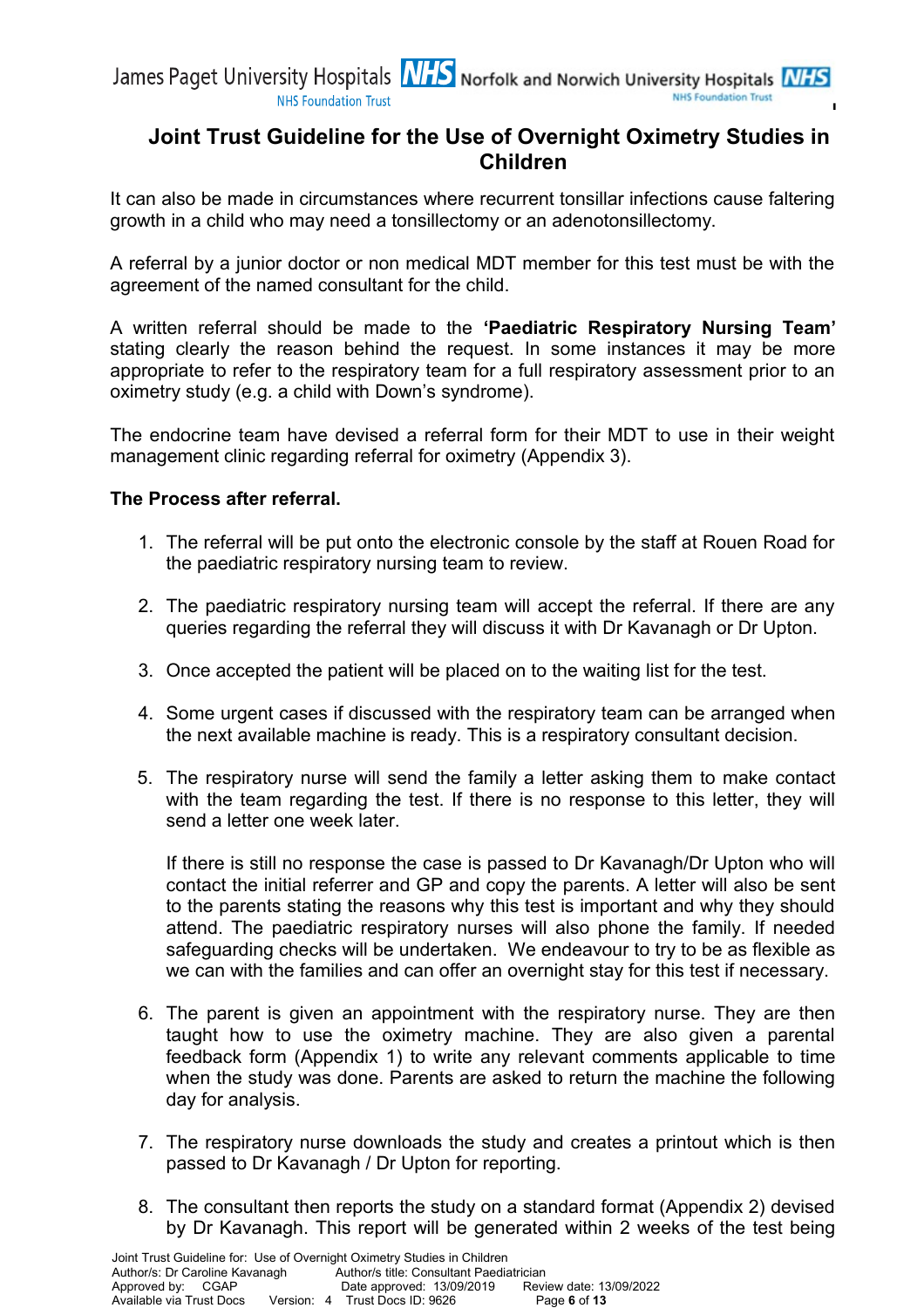It can also be made in circumstances where recurrent tonsillar infections cause faltering growth in a child who may need a tonsillectomy or an adenotonsillectomy.

A referral by a junior doctor or non medical MDT member for this test must be with the agreement of the named consultant for the child.

A written referral should be made to the **'Paediatric Respiratory Nursing Team'** stating clearly the reason behind the request. In some instances it may be more appropriate to refer to the respiratory team for a full respiratory assessment prior to an oximetry study (e.g. a child with Down's syndrome).

The endocrine team have devised a referral form for their MDT to use in their weight management clinic regarding referral for oximetry (Appendix 3).

**The Process after referral.**

1. The referral will be put onto the electronic console by the staff at Rouen Road for the paediatric respiratory nursing team to review.

2. The paediatric respiratory nursing team will accept the referral. If there are any queries regarding the referral they will discuss it with Dr Kavanagh or Dr Upton.

3. Once accepted the patient will be placed on to the waiting list for the test.

4. Some urgent cases if discussed with the respiratory team can be arranged when the next available machine is ready. This is a respiratory consultant decision.

5. The respiratory nurse will send the family a letter asking them to make contact with the team regarding the test. If there is no response to this letter, they will send a letter one week later.

   If there is still no response the case is passed to Dr Kavanagh/Dr Upton who will contact the initial referrer and GP and copy the parents. A letter will also be sent to the parents stating the reasons why this test is important and why they should attend. The paediatric respiratory nurses will also phone the family. If needed safeguarding checks will be undertaken. We endeavour to try to be as flexible as we can with the families and can offer an overnight stay for this test if necessary.

6. The parent is given an appointment with the respiratory nurse. They are then taught how to use the oximetry machine. They are also given a parental feedback form (Appendix 1) to write any relevant comments applicable to time when the study was done. Parents are asked to return the machine the following day for analysis.

7. The respiratory nurse downloads the study and creates a printout which is then passed to Dr Kavanagh / Dr Upton for reporting.

8. The consultant then reports the study on a standard format (Appendix 2) devised by Dr Kavanagh. This report will be generated within 2 weeks of the test being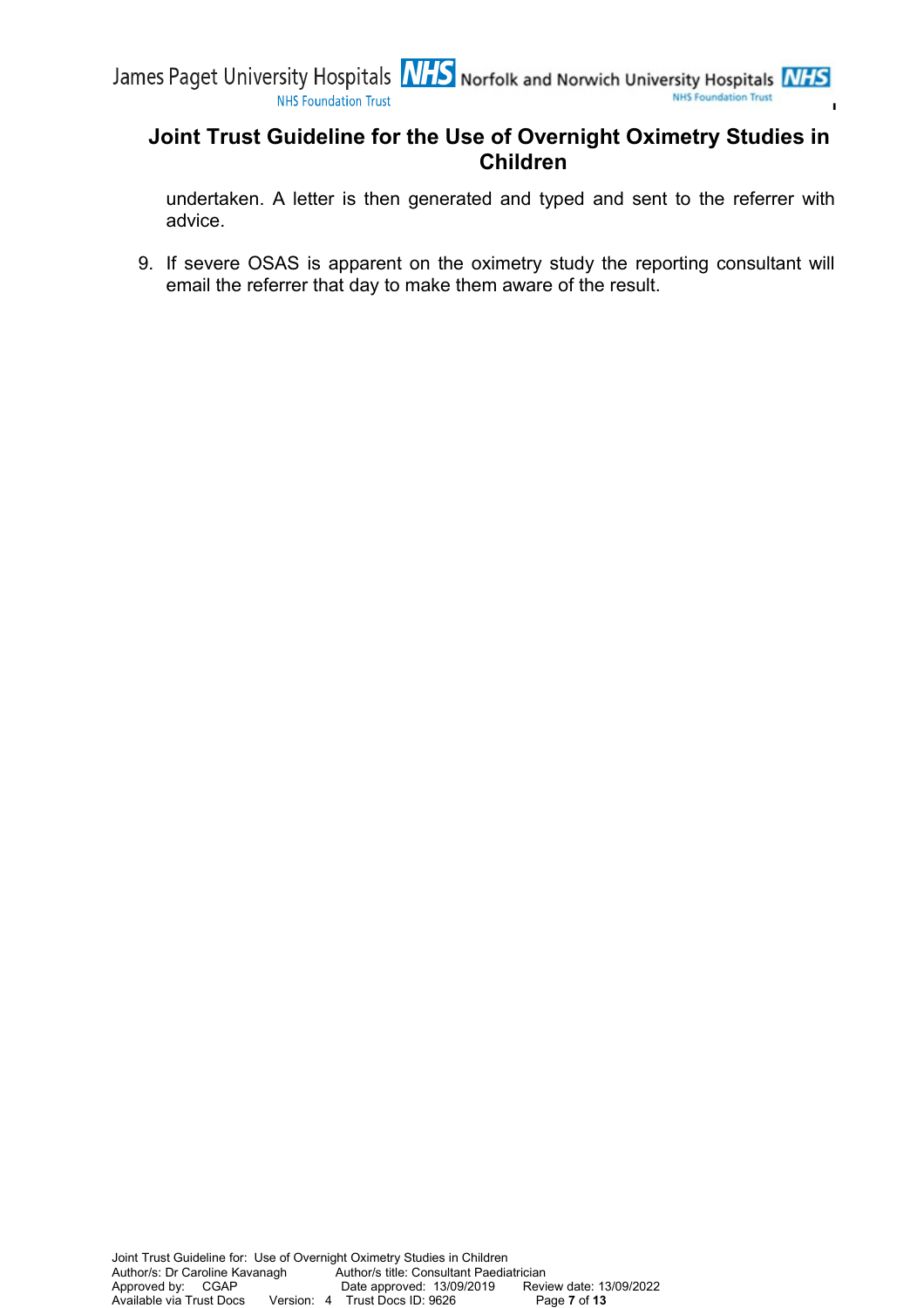undertaken. A letter is then generated and typed and sent to the referrer with advice.

9. If severe OSAS is apparent on the oximetry study the reporting consultant will email the referrer that day to make them aware of the result.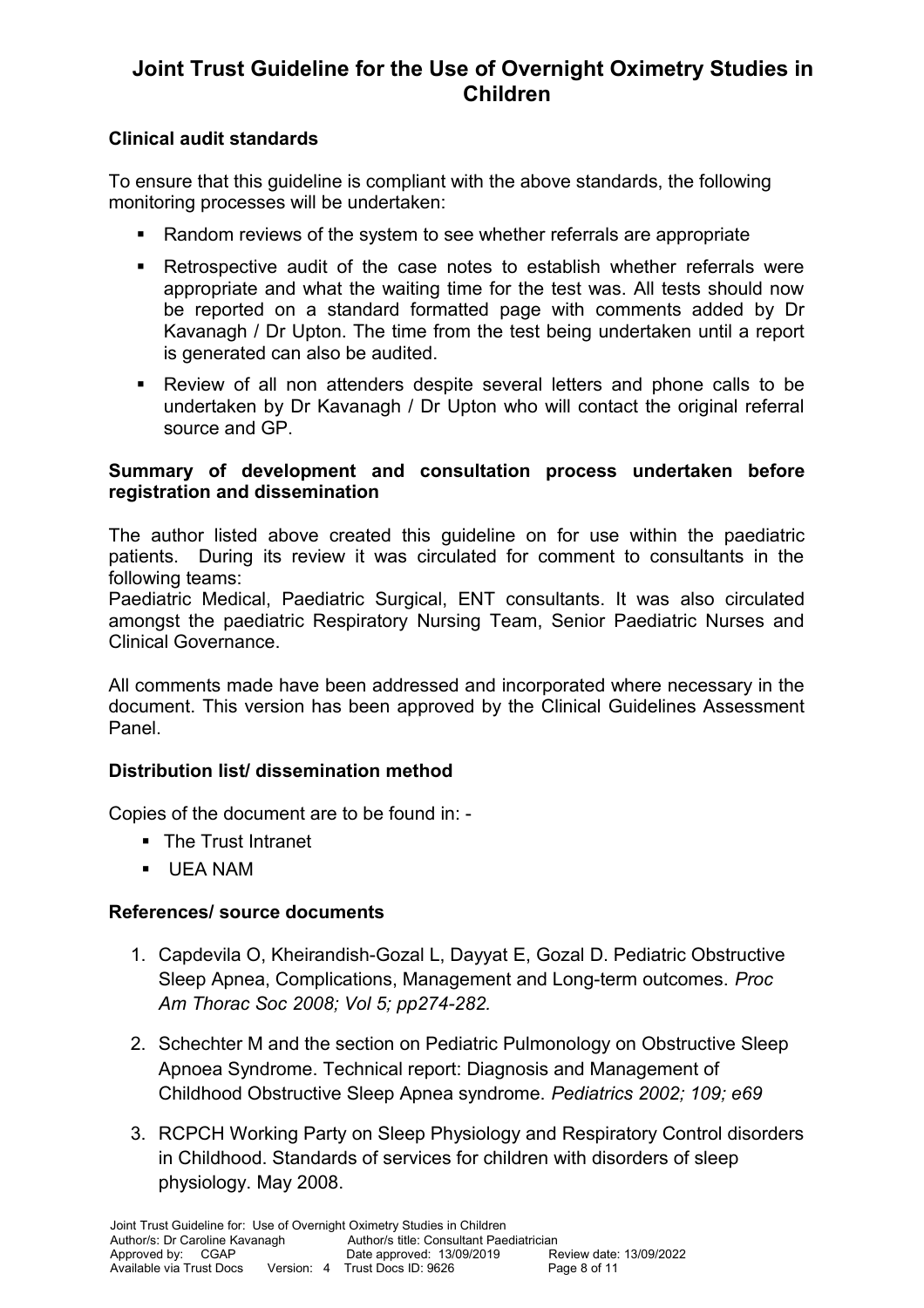# Joint Trust Guideline for the Use of Overnight Oximetry Studies in Children

**Clinical audit standards**

To ensure that this guideline is compliant with the above standards, the following monitoring processes will be undertaken:

- Random reviews of the system to see whether referrals are appropriate
- Retrospective audit of the case notes to establish whether referrals were appropriate and what the waiting time for the test was. All tests should now be reported on a standard formatted page with comments added by Dr Kavanagh / Dr Upton. The time from the test being undertaken until a report is generated can also be audited.
- Review of all non attenders despite several letters and phone calls to be undertaken by Dr Kavanagh / Dr Upton who will contact the original referral source and GP.

**Summary of development and consultation process undertaken before registration and dissemination**

The author listed above created this guideline on for use within the paediatric patients. During its review it was circulated for comment to consultants in the following teams:
Paediatric Medical, Paediatric Surgical, ENT consultants. It was also circulated amongst the paediatric Respiratory Nursing Team, Senior Paediatric Nurses and Clinical Governance.

All comments made have been addressed and incorporated where necessary in the document. This version has been approved by the Clinical Guidelines Assessment Panel.

**Distribution list/ dissemination method**

Copies of the document are to be found in: -

- The Trust Intranet
- UEA NAM

**References/ source documents**

1. Capdevila O, Kheirandish-Gozal L, Dayyat E, Gozal D. Pediatric Obstructive Sleep Apnea, Complications, Management and Long-term outcomes. *Proc Am Thorac Soc 2008; Vol 5; pp274-282.*
2. Schechter M and the section on Pediatric Pulmonology on Obstructive Sleep Apnoea Syndrome. Technical report: Diagnosis and Management of Childhood Obstructive Sleep Apnea syndrome. *Pediatrics 2002; 109; e69*
3. RCPCH Working Party on Sleep Physiology and Respiratory Control disorders in Childhood. Standards of services for children with disorders of sleep physiology. May 2008.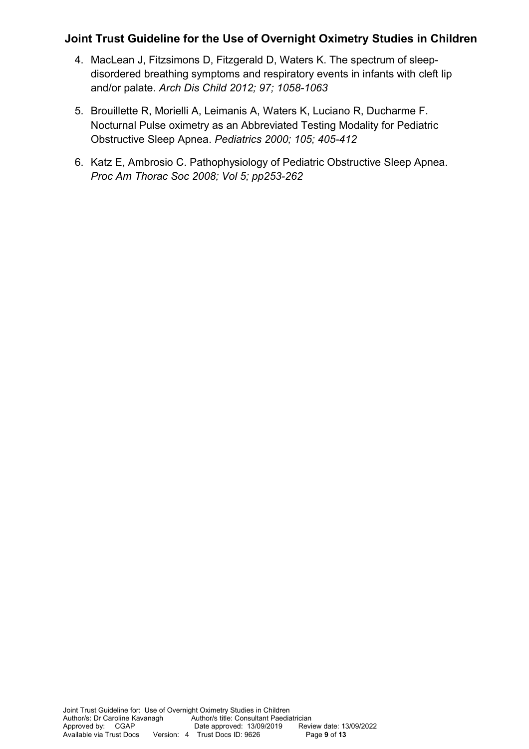4. MacLean J, Fitzsimons D, Fitzgerald D, Waters K. The spectrum of sleep-disordered breathing symptoms and respiratory events in infants with cleft lip and/or palate. *Arch Dis Child 2012; 97; 1058-1063*

5. Brouillette R, Morielli A, Leimanis A, Waters K, Luciano R, Ducharme F. Nocturnal Pulse oximetry as an Abbreviated Testing Modality for Pediatric Obstructive Sleep Apnea. *Pediatrics 2000; 105; 405-412*

6. Katz E, Ambrosio C. Pathophysiology of Pediatric Obstructive Sleep Apnea. *Proc Am Thorac Soc 2008; Vol 5; pp253-262*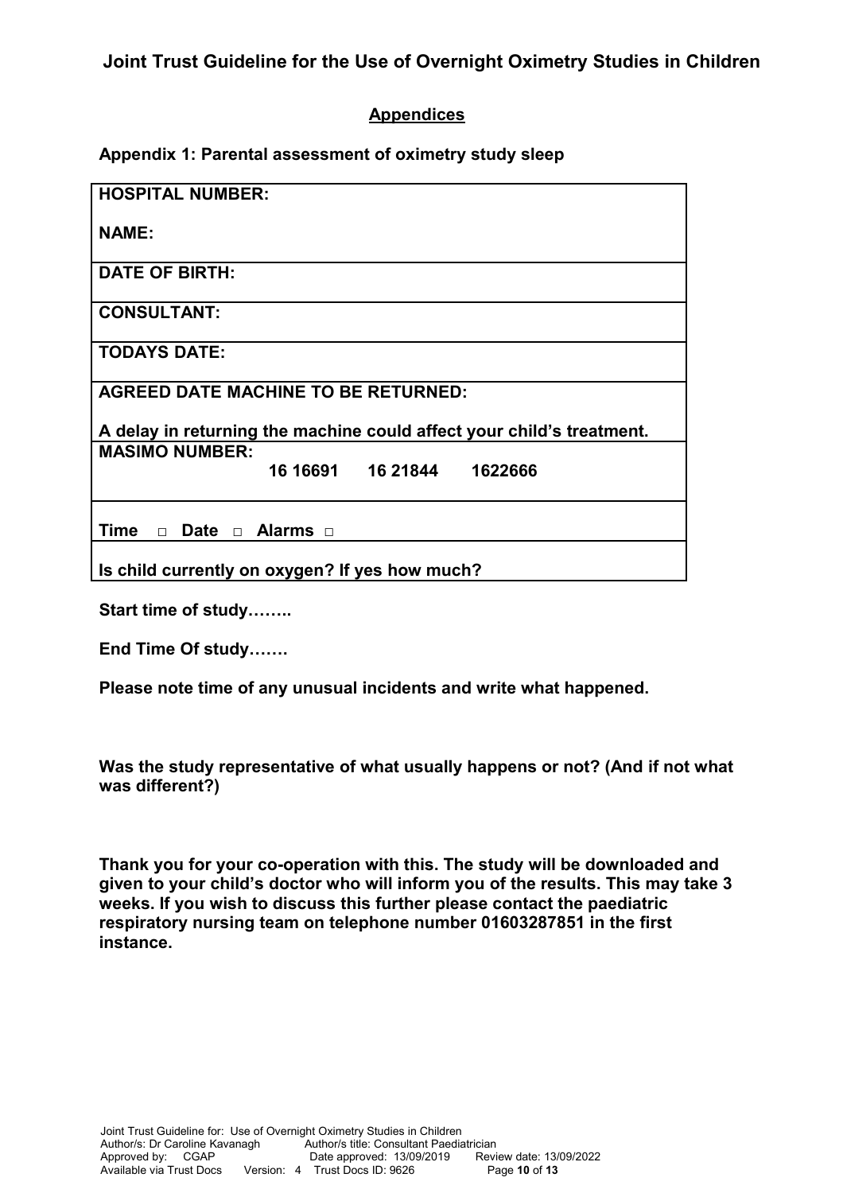**Joint Trust Guideline for the Use of Overnight Oximetry Studies in Children**

## Appendices

### Appendix 1: Parental assessment of oximetry study sleep

| **HOSPITAL NUMBER:**<br><br>**NAME:** |
|---|
| **DATE OF BIRTH:** |
| **CONSULTANT:** |
| **TODAYS DATE:** |
| **AGREED DATE MACHINE TO BE RETURNED:**<br><br>**A delay in returning the machine could affect your child's treatment.** |
| **MASIMO NUMBER:**<br>**16 16691 16 21844 1622666** |
| **Time □ Date □ Alarms □** |
| **Is child currently on oxygen? If yes how much?** |

**Start time of study……..**

**End Time Of study…….**

**Please note time of any unusual incidents and write what happened.**

**Was the study representative of what usually happens or not? (And if not what was different?)**

**Thank you for your co-operation with this. The study will be downloaded and given to your child's doctor who will inform you of the results. This may take 3 weeks. If you wish to discuss this further please contact the paediatric respiratory nursing team on telephone number 01603287851 in the first instance.**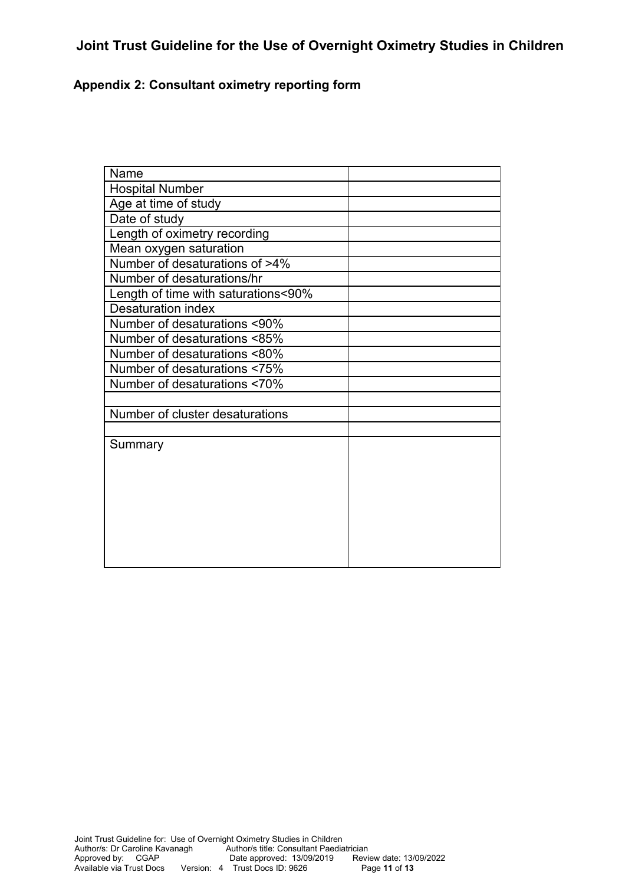# Joint Trust Guideline for the Use of Overnight Oximetry Studies in Children

## Appendix 2: Consultant oximetry reporting form

| Name | |
|---|---|
| Hospital Number | |
| Age at time of study | |
| Date of study | |
| Length of oximetry recording | |
| Mean oxygen saturation | |
| Number of desaturations of >4% | |
| Number of desaturations/hr | |
| Length of time with saturations<90% | |
| Desaturation index | |
| Number of desaturations <90% | |
| Number of desaturations <85% | |
| Number of desaturations <80% | |
| Number of desaturations <75% | |
| Number of desaturations <70% | |
| | |
| Number of cluster desaturations | |
| | |
| Summary | |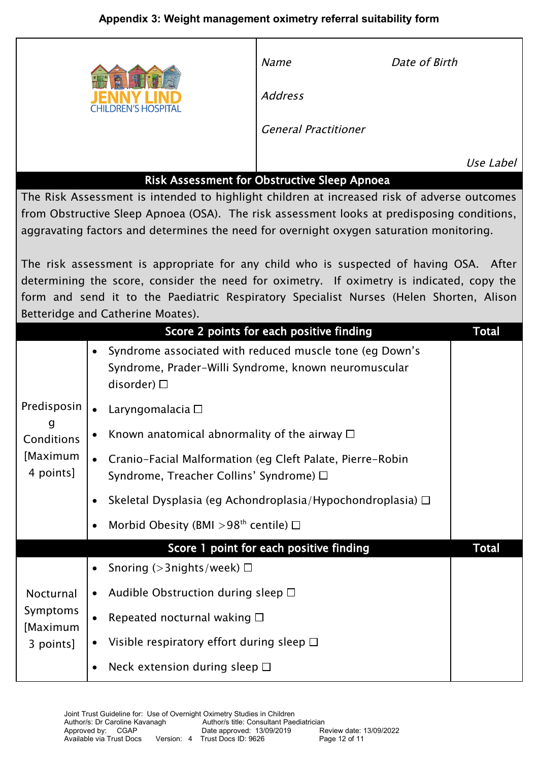## Appendix 3: Weight management oximetry referral suitability form

| JENNY LIND CHILDREN'S HOSPITAL | *Name* *Date of Birth* *Address* *General Practitioner* *Use Label* |
|---|---|

**Risk Assessment for Obstructive Sleep Apnoea**

The Risk Assessment is intended to highlight children at increased risk of adverse outcomes from Obstructive Sleep Apnoea (OSA). The risk assessment looks at predisposing conditions, aggravating factors and determines the need for overnight oxygen saturation monitoring.

The risk assessment is appropriate for any child who is suspected of having OSA. After determining the score, consider the need for oximetry. If oximetry is indicated, copy the form and send it to the Paediatric Respiratory Specialist Nurses (Helen Shorten, Alison Betteridge and Catherine Moates).

| | Score 2 points for each positive finding | Total |
|---|---|---|
| Predisposing Conditions [Maximum 4 points] | • Syndrome associated with reduced muscle tone (eg Down's Syndrome, Prader-Willi Syndrome, known neuromuscular disorder) ☐<br>• Laryngomalacia ☐<br>• Known anatomical abnormality of the airway ☐<br>• Cranio-Facial Malformation (eg Cleft Palate, Pierre-Robin Syndrome, Treacher Collins' Syndrome) ☐<br>• Skeletal Dysplasia (eg Achondroplasia/Hypochondroplasia) ☐<br>• Morbid Obesity (BMI >98th centile) ☐ | |
| | **Score 1 point for each positive finding** | **Total** |
| Nocturnal Symptoms [Maximum 3 points] | • Snoring (>3nights/week) ☐<br>• Audible Obstruction during sleep ☐<br>• Repeated nocturnal waking ☐<br>• Visible respiratory effort during sleep ☐<br>• Neck extension during sleep ☐ | |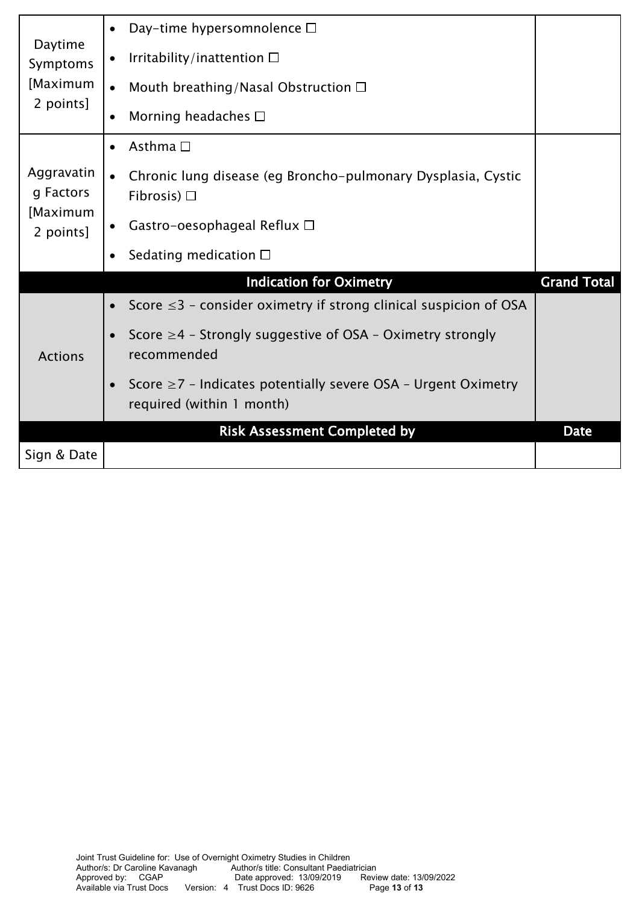| | | |
|---|---|---|
| Daytime Symptoms [Maximum 2 points] | • Day-time hypersomnolence ☐<br>• Irritability/inattention ☐<br>• Mouth breathing/Nasal Obstruction ☐<br>• Morning headaches ☐ | |
| Aggravating Factors [Maximum 2 points] | • Asthma ☐<br>• Chronic lung disease (eg Broncho-pulmonary Dysplasia, Cystic Fibrosis) ☐<br>• Gastro-oesophageal Reflux ☐<br>• Sedating medication ☐ | |
| | **Indication for Oximetry** | **Grand Total** |
| Actions | • Score $\leq 3$ – consider oximetry if strong clinical suspicion of OSA<br>• Score $\geq 4$ – Strongly suggestive of OSA – Oximetry strongly recommended<br>• Score $\geq 7$ – Indicates potentially severe OSA – Urgent Oximetry required (within 1 month) | |
| | **Risk Assessment Completed by** | **Date** |
| Sign & Date | | |

Joint Trust Guideline for: Use of Overnight Oximetry Studies in Children
Author/s: Dr Caroline Kavanagh Author/s title: Consultant Paediatrician
Approved by: CGAP Date approved: 13/09/2019 Review date: 13/09/2022
Available via Trust Docs Version: 4 Trust Docs ID: 9626